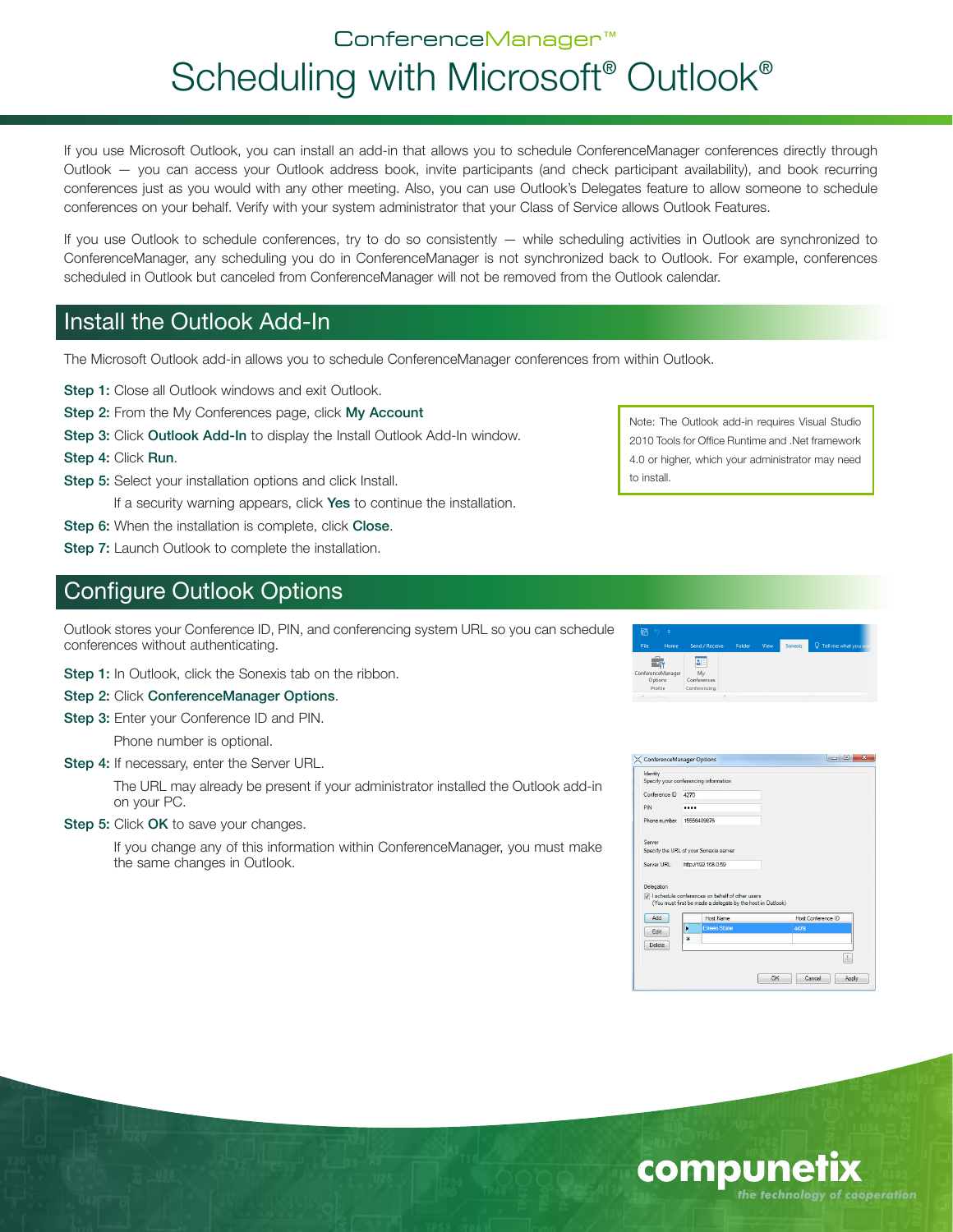ConferenceManager™

# Scheduling with Microsoft® Outlook®

If you use Microsoft Outlook, you can install an add-in that allows you to schedule ConferenceManager conferences directly through Outlook — you can access your Outlook address book, invite participants (and check participant availability), and book recurring conferences just as you would with any other meeting. Also, you can use Outlook's Delegates feature to allow someone to schedule conferences on your behalf. Verify with your system administrator that your Class of Service allows Outlook Features.

If you use Outlook to schedule conferences, try to do so consistently — while scheduling activities in Outlook are synchronized to ConferenceManager, any scheduling you do in ConferenceManager is not synchronized back to Outlook. For example, conferences scheduled in Outlook but canceled from ConferenceManager will not be removed from the Outlook calendar.

## Install the Outlook Add-In

The Microsoft Outlook add-in allows you to schedule ConferenceManager conferences from within Outlook.

**Step 1:** Close all Outlook windows and exit Outlook.

**Step 2:** From the My Conferences page, click **My Account**

**Step 3:** Click **Outlook Add-In** to display the Install Outlook Add-In window.

**Step 4:** Click **Run**.

**Step 5:** Select your installation options and click Install.

If a security warning appears, click **Yes** to continue the installation.

**Step 6:** When the installation is complete, click **Close**.

**Step 7:** Launch Outlook to complete the installation.

> Note: The Outlook add-in requires Visual Studio 2010 Tools for Office Runtime and .Net framework 4.0 or higher, which your administrator may need to install.

## Configure Outlook Options

Outlook stores your Conference ID, PIN, and conferencing system URL so you can schedule conferences without authenticating.

**Step 1:** In Outlook, click the Sonexis tab on the ribbon.

**Step 2:** Click **ConferenceManager Options**.

**Step 3:** Enter your Conference ID and PIN.

Phone number is optional.

**Step 4:** If necessary, enter the Server URL.

The URL may already be present if your administrator installed the Outlook add-in on your PC.

**Step 5:** Click **OK** to save your changes.

If you change any of this information within ConferenceManager, you must make the same changes in Outlook.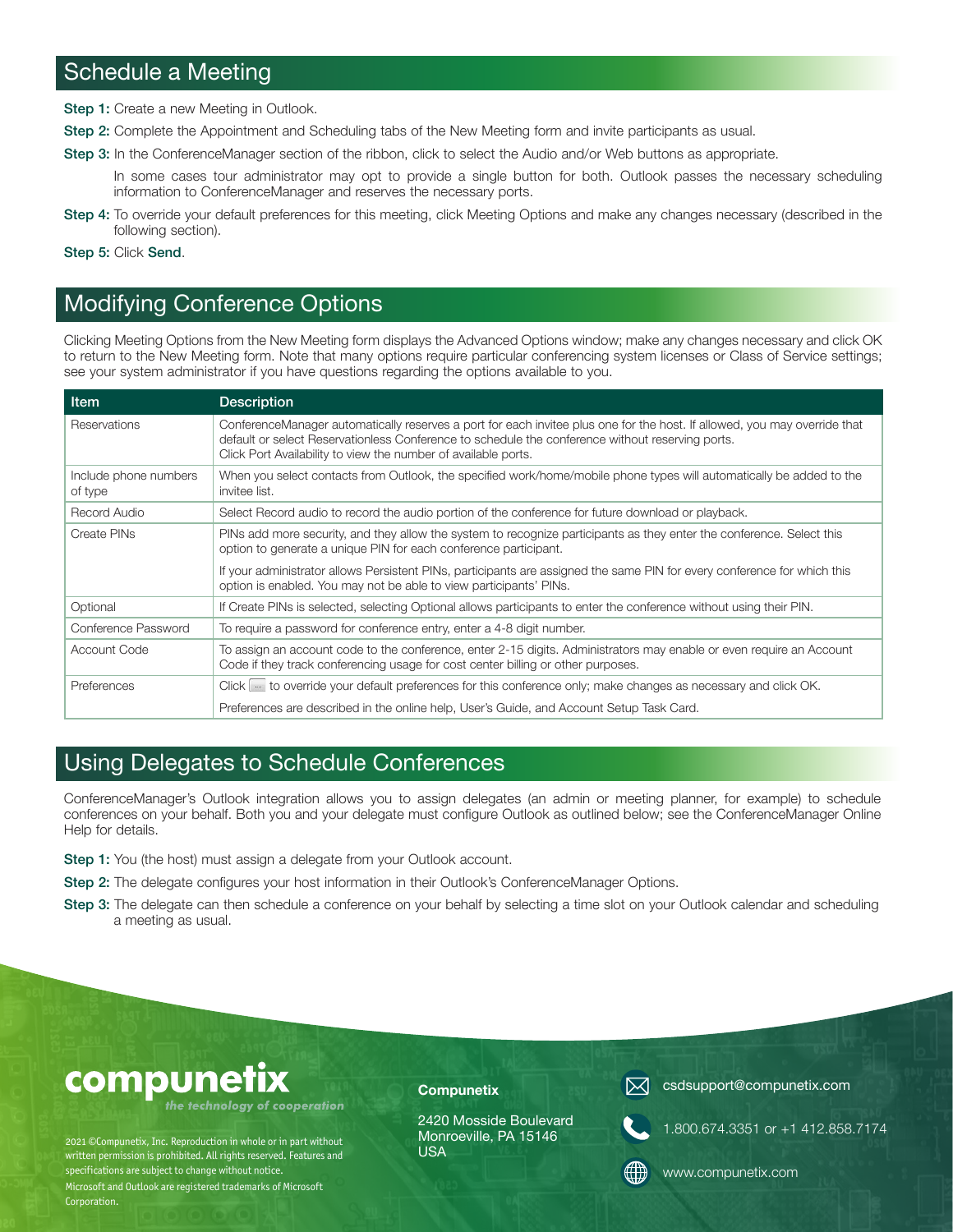## Schedule a Meeting

**Step 1:** Create a new Meeting in Outlook.

**Step 2:** Complete the Appointment and Scheduling tabs of the New Meeting form and invite participants as usual.

**Step 3:** In the ConferenceManager section of the ribbon, click to select the Audio and/or Web buttons as appropriate.

In some cases tour administrator may opt to provide a single button for both. Outlook passes the necessary scheduling information to ConferenceManager and reserves the necessary ports.

**Step 4:** To override your default preferences for this meeting, click Meeting Options and make any changes necessary (described in the following section).

**Step 5:** Click **Send**.

## Modifying Conference Options

Clicking Meeting Options from the New Meeting form displays the Advanced Options window; make any changes necessary and click OK to return to the New Meeting form. Note that many options require particular conferencing system licenses or Class of Service settings; see your system administrator if you have questions regarding the options available to you.

| Item | Description |
|---|---|
| Reservations | ConferenceManager automatically reserves a port for each invitee plus one for the host. If allowed, you may override that default or select Reservationless Conference to schedule the conference without reserving ports. Click Port Availability to view the number of available ports. |
| Include phone numbers of type | When you select contacts from Outlook, the specified work/home/mobile phone types will automatically be added to the invitee list. |
| Record Audio | Select Record audio to record the audio portion of the conference for future download or playback. |
| Create PINs | PINs add more security, and they allow the system to recognize participants as they enter the conference. Select this option to generate a unique PIN for each conference participant. If your administrator allows Persistent PINs, participants are assigned the same PIN for every conference for which this option is enabled. You may not be able to view participants' PINs. |
| Optional | If Create PINs is selected, selecting Optional allows participants to enter the conference without using their PIN. |
| Conference Password | To require a password for conference entry, enter a 4-8 digit number. |
| Account Code | To assign an account code to the conference, enter 2-15 digits. Administrators may enable or even require an Account Code if they track conferencing usage for cost center billing or other purposes. |
| Preferences | Click [...] to override your default preferences for this conference only; make changes as necessary and click OK. Preferences are described in the online help, User's Guide, and Account Setup Task Card. |

## Using Delegates to Schedule Conferences

ConferenceManager's Outlook integration allows you to assign delegates (an admin or meeting planner, for example) to schedule conferences on your behalf. Both you and your delegate must configure Outlook as outlined below; see the ConferenceManager Online Help for details.

**Step 1:** You (the host) must assign a delegate from your Outlook account.

**Step 2:** The delegate configures your host information in their Outlook's ConferenceManager Options.

**Step 3:** The delegate can then schedule a conference on your behalf by selecting a time slot on your Outlook calendar and scheduling a meeting as usual.

**compunetix**
*the technology of cooperation*

2021 ©Compunetix, Inc. Reproduction in whole or in part without written permission is prohibited. All rights reserved. Features and specifications are subject to change without notice.
Microsoft and Outlook are registered trademarks of Microsoft Corporation.

**Compunetix**

2420 Mosside Boulevard
Monroeville, PA 15146
USA

csdsupport@compunetix.com

1.800.674.3351 or +1 412.858.7174

www.compunetix.com